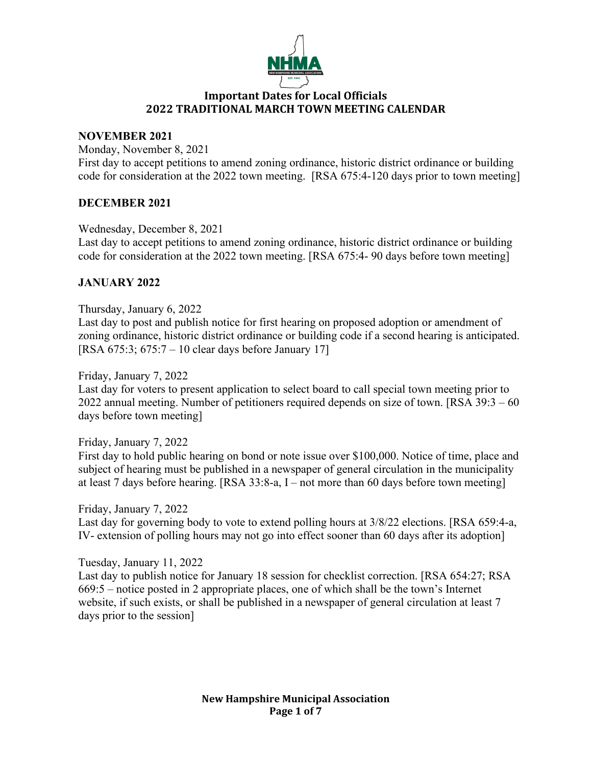# Important Dates for Local Officials
## 2022 TRADITIONAL MARCH TOWN MEETING CALENDAR

### NOVEMBER 2021

Monday, November 8, 2021
First day to accept petitions to amend zoning ordinance, historic district ordinance or building code for consideration at the 2022 town meeting. [RSA 675:4-120 days prior to town meeting]

### DECEMBER 2021

Wednesday, December 8, 2021
Last day to accept petitions to amend zoning ordinance, historic district ordinance or building code for consideration at the 2022 town meeting. [RSA 675:4- 90 days before town meeting]

### JANUARY 2022

Thursday, January 6, 2022
Last day to post and publish notice for first hearing on proposed adoption or amendment of zoning ordinance, historic district ordinance or building code if a second hearing is anticipated. [RSA 675:3; 675:7 – 10 clear days before January 17]

Friday, January 7, 2022
Last day for voters to present application to select board to call special town meeting prior to 2022 annual meeting. Number of petitioners required depends on size of town. [RSA 39:3 – 60 days before town meeting]

Friday, January 7, 2022
First day to hold public hearing on bond or note issue over $100,000. Notice of time, place and subject of hearing must be published in a newspaper of general circulation in the municipality at least 7 days before hearing. [RSA 33:8-a, I – not more than 60 days before town meeting]

Friday, January 7, 2022
Last day for governing body to vote to extend polling hours at 3/8/22 elections. [RSA 659:4-a, IV- extension of polling hours may not go into effect sooner than 60 days after its adoption]

Tuesday, January 11, 2022
Last day to publish notice for January 18 session for checklist correction. [RSA 654:27; RSA 669:5 – notice posted in 2 appropriate places, one of which shall be the town's Internet website, if such exists, or shall be published in a newspaper of general circulation at least 7 days prior to the session]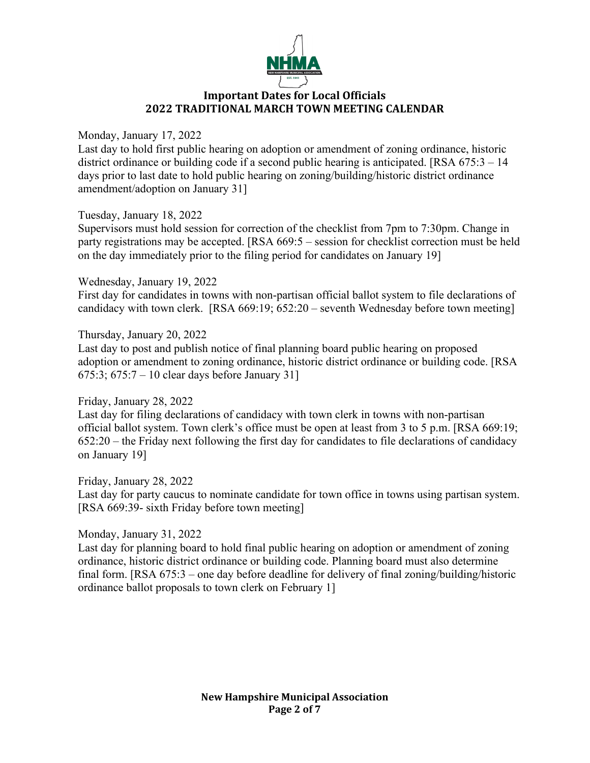## Important Dates for Local Officials
## 2022 TRADITIONAL MARCH TOWN MEETING CALENDAR

Monday, January 17, 2022
Last day to hold first public hearing on adoption or amendment of zoning ordinance, historic district ordinance or building code if a second public hearing is anticipated. [RSA 675:3 – 14 days prior to last date to hold public hearing on zoning/building/historic district ordinance amendment/adoption on January 31]

Tuesday, January 18, 2022
Supervisors must hold session for correction of the checklist from 7pm to 7:30pm. Change in party registrations may be accepted. [RSA 669:5 – session for checklist correction must be held on the day immediately prior to the filing period for candidates on January 19]

Wednesday, January 19, 2022
First day for candidates in towns with non-partisan official ballot system to file declarations of candidacy with town clerk. [RSA 669:19; 652:20 – seventh Wednesday before town meeting]

Thursday, January 20, 2022
Last day to post and publish notice of final planning board public hearing on proposed adoption or amendment to zoning ordinance, historic district ordinance or building code. [RSA 675:3; 675:7 – 10 clear days before January 31]

Friday, January 28, 2022
Last day for filing declarations of candidacy with town clerk in towns with non-partisan official ballot system. Town clerk's office must be open at least from 3 to 5 p.m. [RSA 669:19; 652:20 – the Friday next following the first day for candidates to file declarations of candidacy on January 19]

Friday, January 28, 2022
Last day for party caucus to nominate candidate for town office in towns using partisan system. [RSA 669:39- sixth Friday before town meeting]

Monday, January 31, 2022
Last day for planning board to hold final public hearing on adoption or amendment of zoning ordinance, historic district ordinance or building code. Planning board must also determine final form. [RSA 675:3 – one day before deadline for delivery of final zoning/building/historic ordinance ballot proposals to town clerk on February 1]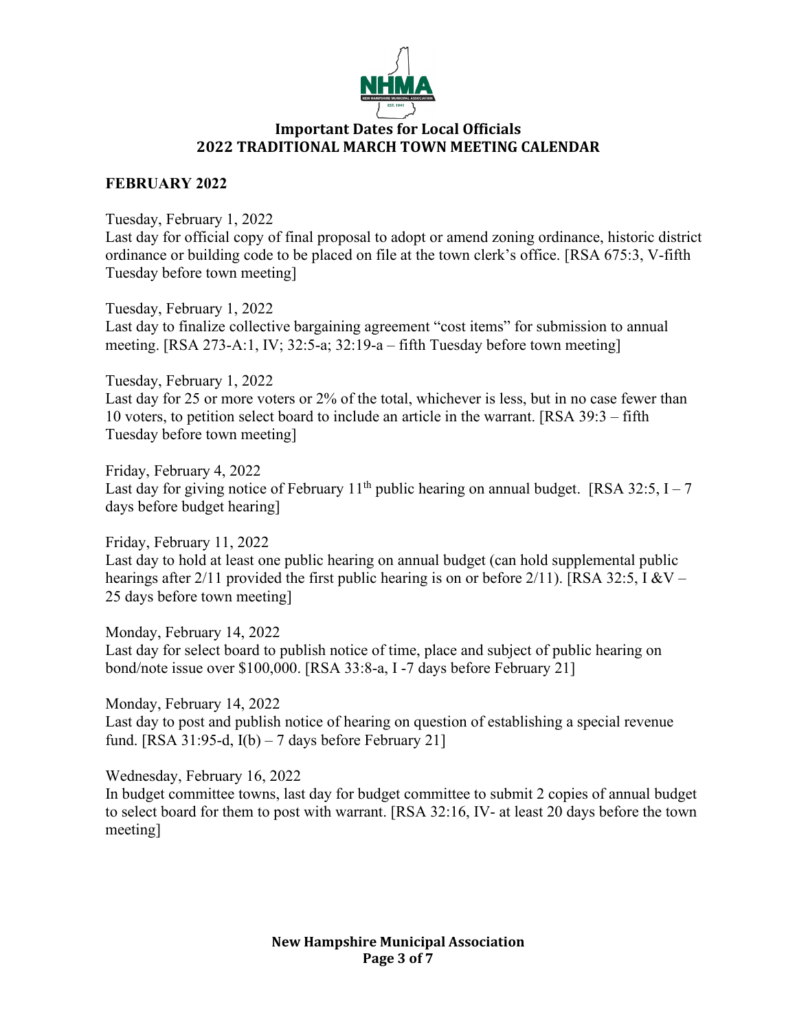# Important Dates for Local Officials

## 2022 TRADITIONAL MARCH TOWN MEETING CALENDAR

### FEBRUARY 2022

Tuesday, February 1, 2022
Last day for official copy of final proposal to adopt or amend zoning ordinance, historic district ordinance or building code to be placed on file at the town clerk's office. [RSA 675:3, V-fifth Tuesday before town meeting]

Tuesday, February 1, 2022
Last day to finalize collective bargaining agreement "cost items" for submission to annual meeting. [RSA 273-A:1, IV; 32:5-a; 32:19-a – fifth Tuesday before town meeting]

Tuesday, February 1, 2022
Last day for 25 or more voters or 2% of the total, whichever is less, but in no case fewer than 10 voters, to petition select board to include an article in the warrant. [RSA 39:3 – fifth Tuesday before town meeting]

Friday, February 4, 2022
Last day for giving notice of February 11th public hearing on annual budget. [RSA 32:5, I – 7 days before budget hearing]

Friday, February 11, 2022
Last day to hold at least one public hearing on annual budget (can hold supplemental public hearings after 2/11 provided the first public hearing is on or before 2/11). [RSA 32:5, I &V – 25 days before town meeting]

Monday, February 14, 2022
Last day for select board to publish notice of time, place and subject of public hearing on bond/note issue over $100,000. [RSA 33:8-a, I -7 days before February 21]

Monday, February 14, 2022
Last day to post and publish notice of hearing on question of establishing a special revenue fund. [RSA 31:95-d, I(b) – 7 days before February 21]

Wednesday, February 16, 2022
In budget committee towns, last day for budget committee to submit 2 copies of annual budget to select board for them to post with warrant. [RSA 32:16, IV- at least 20 days before the town meeting]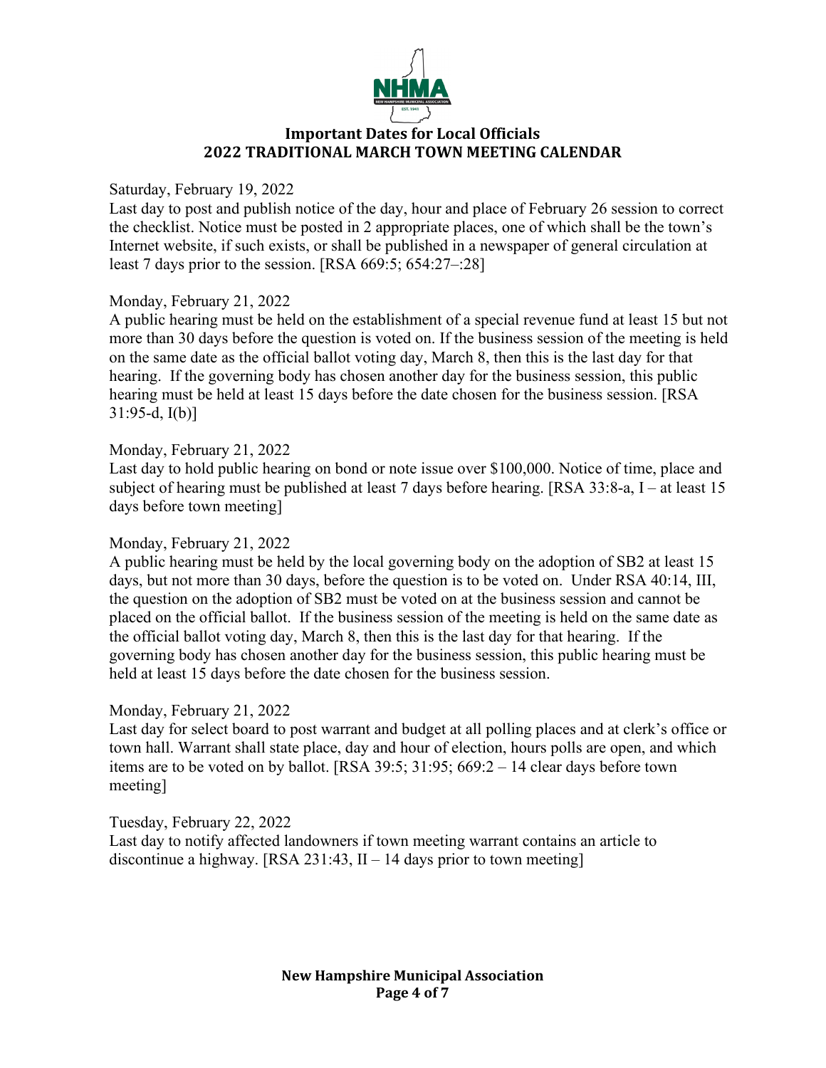## Important Dates for Local Officials
## 2022 TRADITIONAL MARCH TOWN MEETING CALENDAR

Saturday, February 19, 2022
Last day to post and publish notice of the day, hour and place of February 26 session to correct the checklist. Notice must be posted in 2 appropriate places, one of which shall be the town's Internet website, if such exists, or shall be published in a newspaper of general circulation at least 7 days prior to the session. [RSA 669:5; 654:27–:28]

Monday, February 21, 2022
A public hearing must be held on the establishment of a special revenue fund at least 15 but not more than 30 days before the question is voted on. If the business session of the meeting is held on the same date as the official ballot voting day, March 8, then this is the last day for that hearing. If the governing body has chosen another day for the business session, this public hearing must be held at least 15 days before the date chosen for the business session. [RSA 31:95-d, I(b)]

Monday, February 21, 2022
Last day to hold public hearing on bond or note issue over $100,000. Notice of time, place and subject of hearing must be published at least 7 days before hearing. [RSA 33:8-a, I – at least 15 days before town meeting]

Monday, February 21, 2022
A public hearing must be held by the local governing body on the adoption of SB2 at least 15 days, but not more than 30 days, before the question is to be voted on. Under RSA 40:14, III, the question on the adoption of SB2 must be voted on at the business session and cannot be placed on the official ballot. If the business session of the meeting is held on the same date as the official ballot voting day, March 8, then this is the last day for that hearing. If the governing body has chosen another day for the business session, this public hearing must be held at least 15 days before the date chosen for the business session.

Monday, February 21, 2022
Last day for select board to post warrant and budget at all polling places and at clerk's office or town hall. Warrant shall state place, day and hour of election, hours polls are open, and which items are to be voted on by ballot. [RSA 39:5; 31:95; 669:2 – 14 clear days before town meeting]

Tuesday, February 22, 2022
Last day to notify affected landowners if town meeting warrant contains an article to discontinue a highway. [RSA 231:43, II – 14 days prior to town meeting]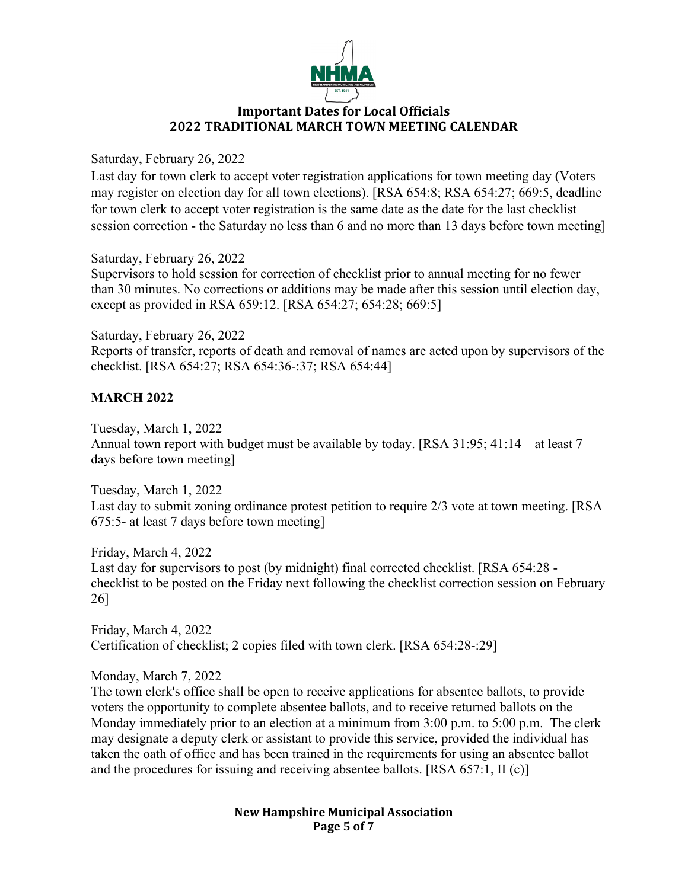Saturday, February 26, 2022
Last day for town clerk to accept voter registration applications for town meeting day (Voters may register on election day for all town elections). [RSA 654:8; RSA 654:27; 669:5, deadline for town clerk to accept voter registration is the same date as the date for the last checklist session correction - the Saturday no less than 6 and no more than 13 days before town meeting]

Saturday, February 26, 2022
Supervisors to hold session for correction of checklist prior to annual meeting for no fewer than 30 minutes. No corrections or additions may be made after this session until election day, except as provided in RSA 659:12. [RSA 654:27; 654:28; 669:5]

Saturday, February 26, 2022
Reports of transfer, reports of death and removal of names are acted upon by supervisors of the checklist. [RSA 654:27; RSA 654:36-:37; RSA 654:44]

## MARCH 2022

Tuesday, March 1, 2022
Annual town report with budget must be available by today. [RSA 31:95; 41:14 – at least 7 days before town meeting]

Tuesday, March 1, 2022
Last day to submit zoning ordinance protest petition to require 2/3 vote at town meeting. [RSA 675:5- at least 7 days before town meeting]

Friday, March 4, 2022
Last day for supervisors to post (by midnight) final corrected checklist. [RSA 654:28 - checklist to be posted on the Friday next following the checklist correction session on February 26]

Friday, March 4, 2022
Certification of checklist; 2 copies filed with town clerk. [RSA 654:28-:29]

Monday, March 7, 2022
The town clerk's office shall be open to receive applications for absentee ballots, to provide voters the opportunity to complete absentee ballots, and to receive returned ballots on the Monday immediately prior to an election at a minimum from 3:00 p.m. to 5:00 p.m. The clerk may designate a deputy clerk or assistant to provide this service, provided the individual has taken the oath of office and has been trained in the requirements for using an absentee ballot and the procedures for issuing and receiving absentee ballots. [RSA 657:1, II (c)]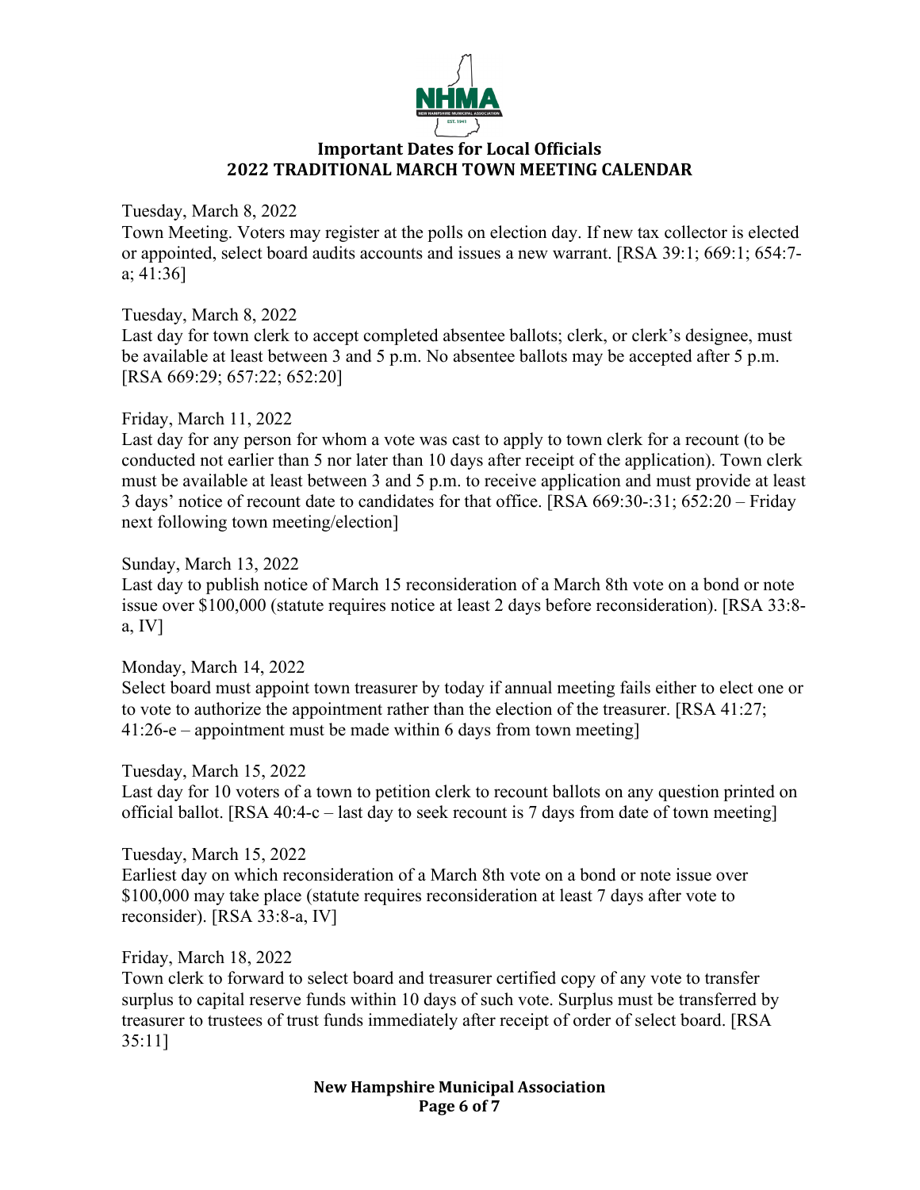## Important Dates for Local Officials
## 2022 TRADITIONAL MARCH TOWN MEETING CALENDAR

Tuesday, March 8, 2022
Town Meeting. Voters may register at the polls on election day. If new tax collector is elected or appointed, select board audits accounts and issues a new warrant. [RSA 39:1; 669:1; 654:7-a; 41:36]

Tuesday, March 8, 2022
Last day for town clerk to accept completed absentee ballots; clerk, or clerk's designee, must be available at least between 3 and 5 p.m. No absentee ballots may be accepted after 5 p.m. [RSA 669:29; 657:22; 652:20]

Friday, March 11, 2022
Last day for any person for whom a vote was cast to apply to town clerk for a recount (to be conducted not earlier than 5 nor later than 10 days after receipt of the application). Town clerk must be available at least between 3 and 5 p.m. to receive application and must provide at least 3 days' notice of recount date to candidates for that office. [RSA 669:30-:31; 652:20 – Friday next following town meeting/election]

Sunday, March 13, 2022
Last day to publish notice of March 15 reconsideration of a March 8th vote on a bond or note issue over $100,000 (statute requires notice at least 2 days before reconsideration). [RSA 33:8-a, IV]

Monday, March 14, 2022
Select board must appoint town treasurer by today if annual meeting fails either to elect one or to vote to authorize the appointment rather than the election of the treasurer. [RSA 41:27; 41:26-e – appointment must be made within 6 days from town meeting]

Tuesday, March 15, 2022
Last day for 10 voters of a town to petition clerk to recount ballots on any question printed on official ballot. [RSA 40:4-c – last day to seek recount is 7 days from date of town meeting]

Tuesday, March 15, 2022
Earliest day on which reconsideration of a March 8th vote on a bond or note issue over $100,000 may take place (statute requires reconsideration at least 7 days after vote to reconsider). [RSA 33:8-a, IV]

Friday, March 18, 2022
Town clerk to forward to select board and treasurer certified copy of any vote to transfer surplus to capital reserve funds within 10 days of such vote. Surplus must be transferred by treasurer to trustees of trust funds immediately after receipt of order of select board. [RSA 35:11]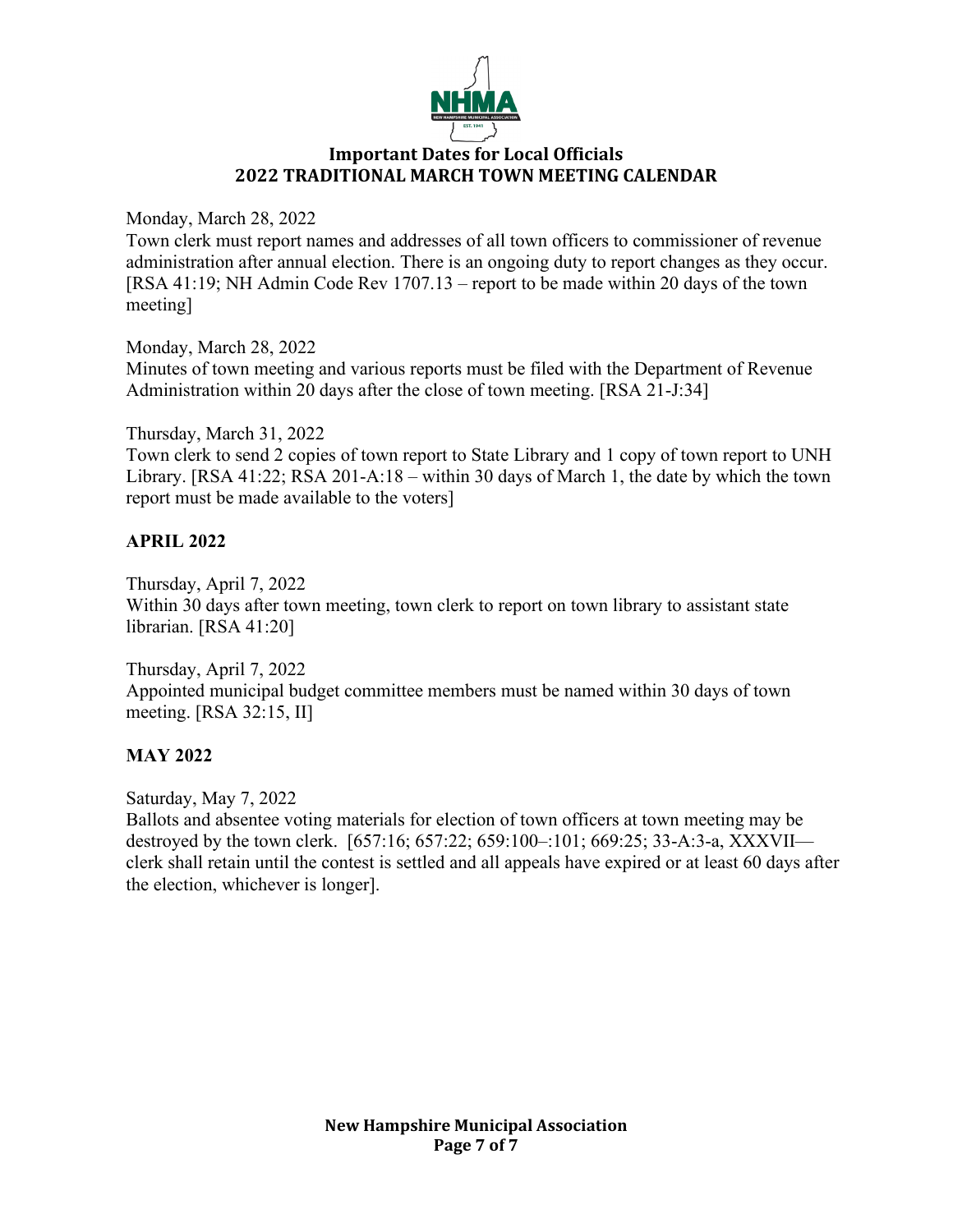## Important Dates for Local Officials
## 2022 TRADITIONAL MARCH TOWN MEETING CALENDAR

Monday, March 28, 2022
Town clerk must report names and addresses of all town officers to commissioner of revenue administration after annual election. There is an ongoing duty to report changes as they occur. [RSA 41:19; NH Admin Code Rev 1707.13 – report to be made within 20 days of the town meeting]

Monday, March 28, 2022
Minutes of town meeting and various reports must be filed with the Department of Revenue Administration within 20 days after the close of town meeting. [RSA 21-J:34]

Thursday, March 31, 2022
Town clerk to send 2 copies of town report to State Library and 1 copy of town report to UNH Library. [RSA 41:22; RSA 201-A:18 – within 30 days of March 1, the date by which the town report must be made available to the voters]

**APRIL 2022**

Thursday, April 7, 2022
Within 30 days after town meeting, town clerk to report on town library to assistant state librarian. [RSA 41:20]

Thursday, April 7, 2022
Appointed municipal budget committee members must be named within 30 days of town meeting. [RSA 32:15, II]

**MAY 2022**

Saturday, May 7, 2022
Ballots and absentee voting materials for election of town officers at town meeting may be destroyed by the town clerk. [657:16; 657:22; 659:100–:101; 669:25; 33-A:3-a, XXXVII—clerk shall retain until the contest is settled and all appeals have expired or at least 60 days after the election, whichever is longer].